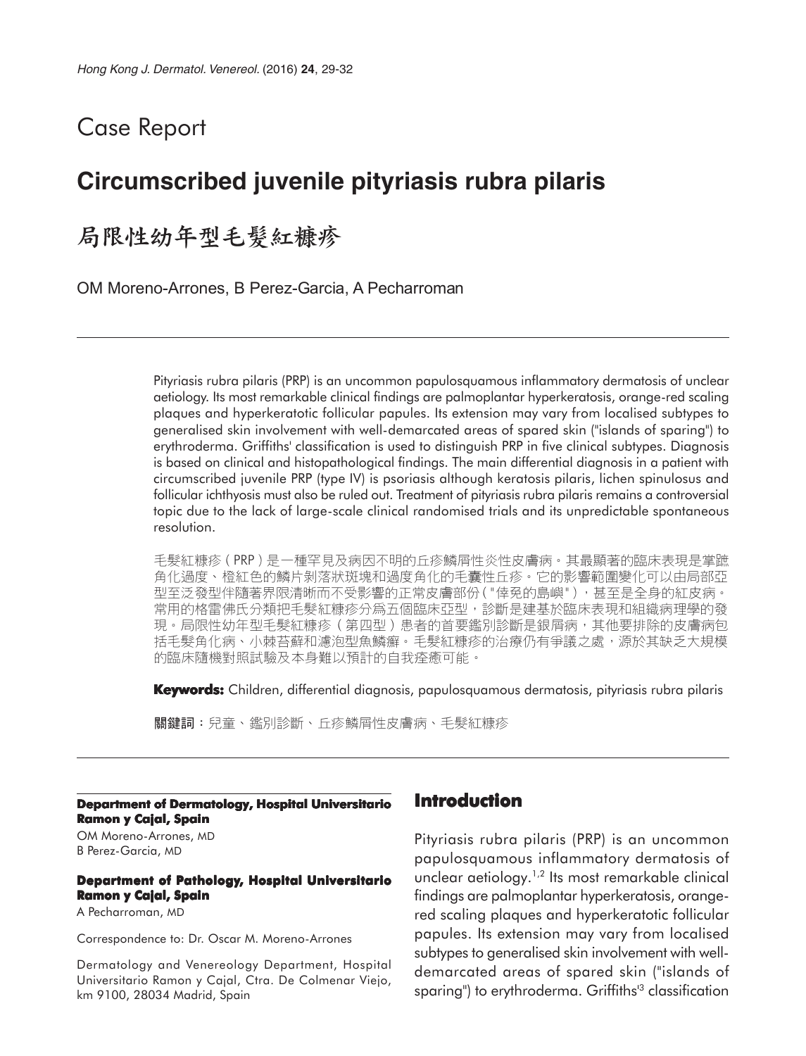# Case Report

## Circumscribed juvenile pityriasis rubra pilaris

## 局限性幼年型毛髮紅糠疹

OM Moreno-Arrones, B Perez-Garcia, A Pecharroman

Pityriasis rubra pilaris (PRP) is an uncommon papulosquamous inflammatory dermatosis of unclear aetiology. Its most remarkable clinical findings are palmoplantar hyperkeratosis, orange-red scaling plaques and hyperkeratotic follicular papules. Its extension may vary from localised subtypes to generalised skin involvement with well-demarcated areas of spared skin ("islands of sparing") to erythroderma. Griffiths' classification is used to distinguish PRP in five clinical subtypes. Diagnosis is based on clinical and histopathological findings. The main differential diagnosis in a patient with circumscribed juvenile PRP (type IV) is psoriasis although keratosis pilaris, lichen spinulosus and follicular ichthyosis must also be ruled out. Treatment of pityriasis rubra pilaris remains a controversial topic due to the lack of large-scale clinical randomised trials and its unpredictable spontaneous resolution.

毛髮紅糠疹（PRP）是一種罕見及病因不明的丘疹鱗屑性炎性皮膚病。其最顯著的臨床表現是掌蹠角化過度、橙紅色的鱗片剝落狀斑塊和過度角化的毛囊性丘疹。它的影響範圍變化可以由局部亞型至泛發型伴隨著界限清晰而不受影響的正常皮膚部份（"倖免的島嶼"），甚至是全身的紅皮病。常用的格雷佛氏分類把毛髮紅糠疹分爲五個臨床亞型，診斷是建基於臨床表現和組織病理學的發現。局限性幼年型毛髮紅糠疹（第四型）患者的首要鑑別診斷是銀屑病，其他要排除的皮膚病包括毛髮角化病、小棘苔蘚和濾泡型魚鱗癬。毛髮紅糠疹的治療仍有爭議之處，源於其缺乏大規模的臨床隨機對照試驗及本身難以預計的自我痊癒可能。

**Keywords:** Children, differential diagnosis, papulosquamous dermatosis, pityriasis rubra pilaris

**關鍵詞**：兒童、鑑別診斷、丘疹鱗屑性皮膚病、毛髮紅糠疹

**Department of Dermatology, Hospital Universitario Ramon y Cajal, Spain**

OM Moreno-Arrones, MD
B Perez-Garcia, MD

**Department of Pathology, Hospital Universitario Ramon y Cajal, Spain**

A Pecharroman, MD

Correspondence to: Dr. Oscar M. Moreno-Arrones

Dermatology and Venereology Department, Hospital Universitario Ramon y Cajal, Ctra. De Colmenar Viejo, km 9100, 28034 Madrid, Spain

## Introduction

Pityriasis rubra pilaris (PRP) is an uncommon papulosquamous inflammatory dermatosis of unclear aetiology.[1,2] Its most remarkable clinical findings are palmoplantar hyperkeratosis, orange-red scaling plaques and hyperkeratotic follicular papules. Its extension may vary from localised subtypes to generalised skin involvement with well-demarcated areas of spared skin ("islands of sparing") to erythroderma. Griffiths'[3] classification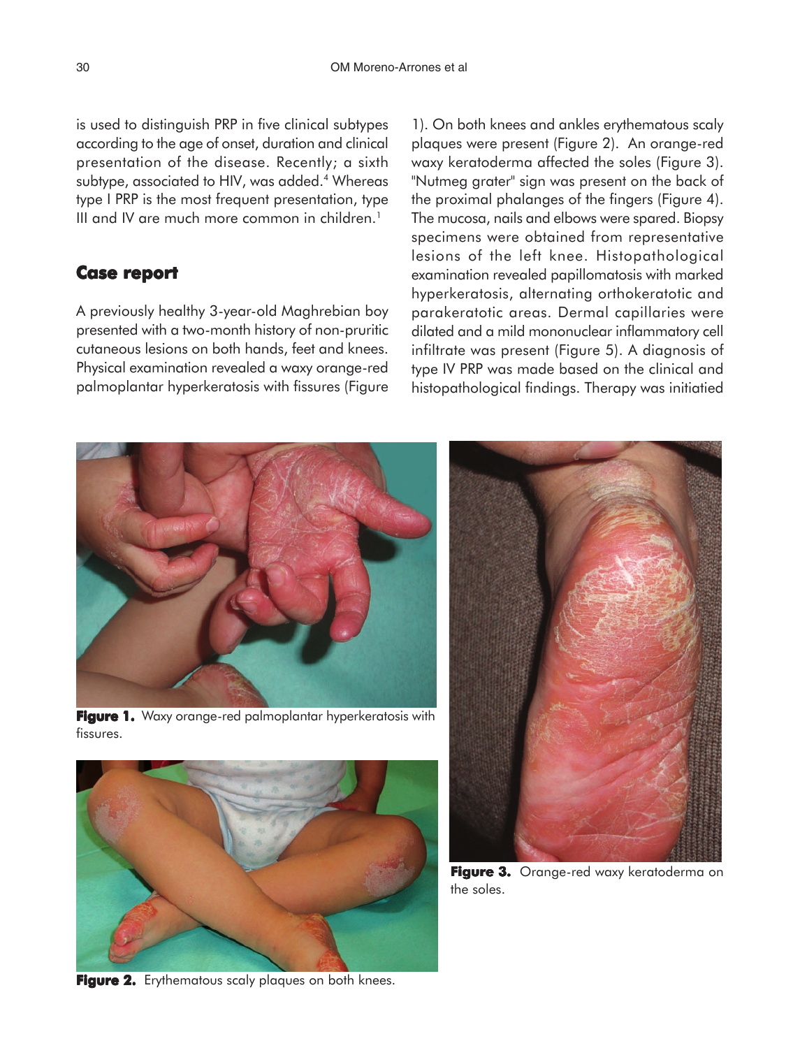is used to distinguish PRP in five clinical subtypes according to the age of onset, duration and clinical presentation of the disease. Recently; a sixth subtype, associated to HIV, was added.[4] Whereas type I PRP is the most frequent presentation, type III and IV are much more common in children.[1]

## Case report

A previously healthy 3-year-old Maghrebian boy presented with a two-month history of non-pruritic cutaneous lesions on both hands, feet and knees. Physical examination revealed a waxy orange-red palmoplantar hyperkeratosis with fissures (Figure 1). On both knees and ankles erythematous scaly plaques were present (Figure 2). An orange-red waxy keratoderma affected the soles (Figure 3). "Nutmeg grater" sign was present on the back of the proximal phalanges of the fingers (Figure 4). The mucosa, nails and elbows were spared. Biopsy specimens were obtained from representative lesions of the left knee. Histopathological examination revealed papillomatosis with marked hyperkeratosis, alternating orthokeratotic and parakeratotic areas. Dermal capillaries were dilated and a mild mononuclear inflammatory cell infiltrate was present (Figure 5). A diagnosis of type IV PRP was made based on the clinical and histopathological findings. Therapy was initiatied

**Figure 1.** Waxy orange-red palmoplantar hyperkeratosis with fissures.

**Figure 2.** Erythematous scaly plaques on both knees.

**Figure 3.** Orange-red waxy keratoderma on the soles.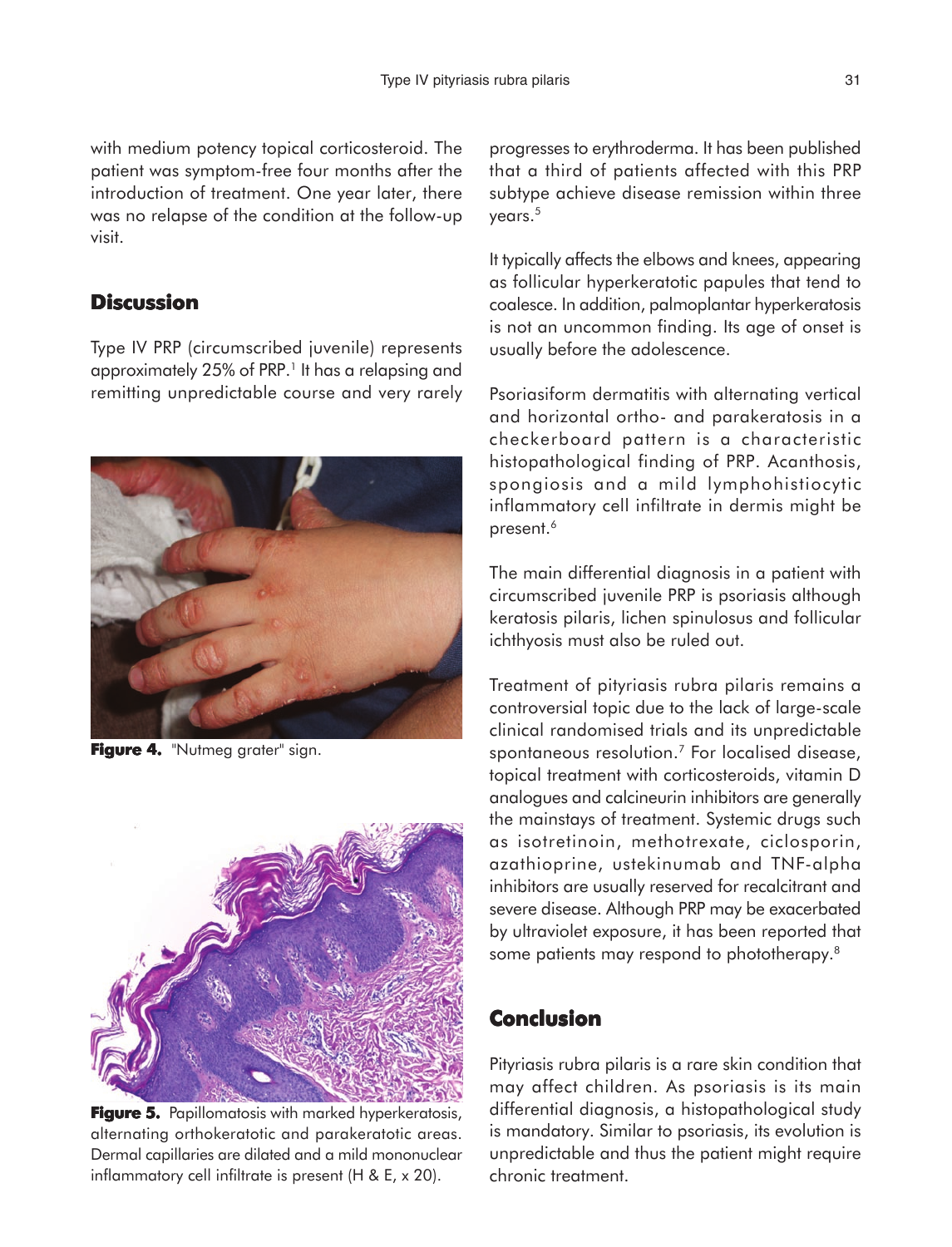with medium potency topical corticosteroid. The patient was symptom-free four months after the introduction of treatment. One year later, there was no relapse of the condition at the follow-up visit.

## Discussion

Type IV PRP (circumscribed juvenile) represents approximately 25% of PRP.[1] It has a relapsing and remitting unpredictable course and very rarely progresses to erythroderma. It has been published that a third of patients affected with this PRP subtype achieve disease remission within three years.[5]

It typically affects the elbows and knees, appearing as follicular hyperkeratotic papules that tend to coalesce. In addition, palmoplantar hyperkeratosis is not an uncommon finding. Its age of onset is usually before the adolescence.

Psoriasiform dermatitis with alternating vertical and horizontal ortho- and parakeratosis in a checkerboard pattern is a characteristic histopathological finding of PRP. Acanthosis, spongiosis and a mild lymphohistiocytic inflammatory cell infiltrate in dermis might be present.[6]

The main differential diagnosis in a patient with circumscribed juvenile PRP is psoriasis although keratosis pilaris, lichen spinulosus and follicular ichthyosis must also be ruled out.

Treatment of pityriasis rubra pilaris remains a controversial topic due to the lack of large-scale clinical randomised trials and its unpredictable spontaneous resolution.[7] For localised disease, topical treatment with corticosteroids, vitamin D analogues and calcineurin inhibitors are generally the mainstays of treatment. Systemic drugs such as isotretinoin, methotrexate, ciclosporin, azathioprine, ustekinumab and TNF-alpha inhibitors are usually reserved for recalcitrant and severe disease. Although PRP may be exacerbated by ultraviolet exposure, it has been reported that some patients may respond to phototherapy.[8]

**Figure 4.** "Nutmeg grater" sign.

**Figure 5.** Papillomatosis with marked hyperkeratosis, alternating orthokeratotic and parakeratotic areas. Dermal capillaries are dilated and a mild mononuclear inflammatory cell infiltrate is present (H & E, x 20).

## Conclusion

Pityriasis rubra pilaris is a rare skin condition that may affect children. As psoriasis is its main differential diagnosis, a histopathological study is mandatory. Similar to psoriasis, its evolution is unpredictable and thus the patient might require chronic treatment.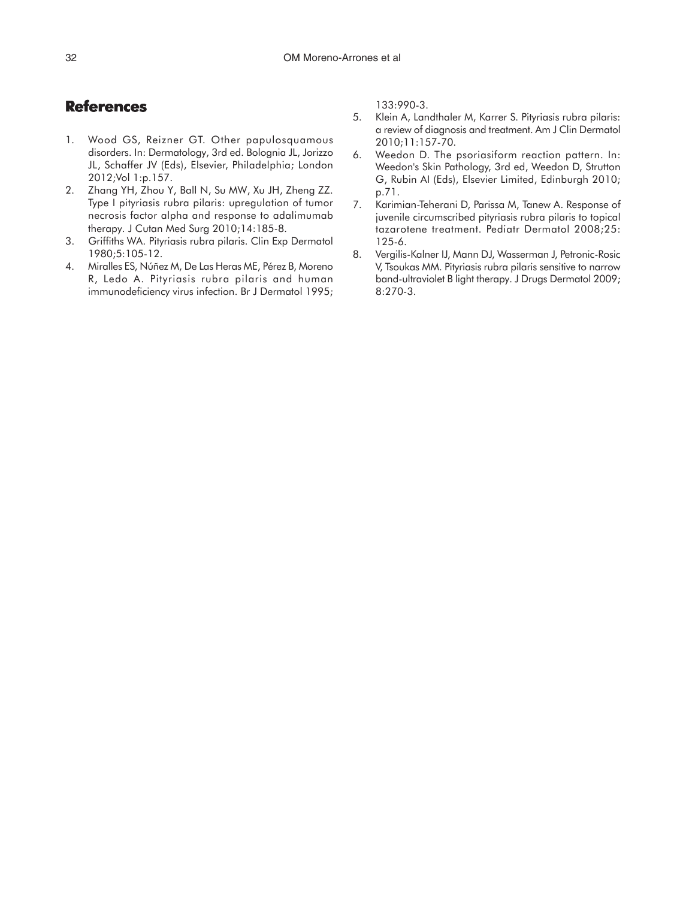## References

1. Wood GS, Reizner GT. Other papulosquamous disorders. In: Dermatology, 3rd ed. Bolognia JL, Jorizzo JL, Schaffer JV (Eds), Elsevier, Philadelphia; London 2012;Vol 1:p.157.
2. Zhang YH, Zhou Y, Ball N, Su MW, Xu JH, Zheng ZZ. Type I pityriasis rubra pilaris: upregulation of tumor necrosis factor alpha and response to adalimumab therapy. J Cutan Med Surg 2010;14:185-8.
3. Griffiths WA. Pityriasis rubra pilaris. Clin Exp Dermatol 1980;5:105-12.
4. Miralles ES, Núñez M, De Las Heras ME, Pérez B, Moreno R, Ledo A. Pityriasis rubra pilaris and human immunodeficiency virus infection. Br J Dermatol 1995; 133:990-3.
5. Klein A, Landthaler M, Karrer S. Pityriasis rubra pilaris: a review of diagnosis and treatment. Am J Clin Dermatol 2010;11:157-70.
6. Weedon D. The psoriasiform reaction pattern. In: Weedon's Skin Pathology, 3rd ed, Weedon D, Strutton G, Rubin AI (Eds), Elsevier Limited, Edinburgh 2010; p.71.
7. Karimian-Teherani D, Parissa M, Tanew A. Response of juvenile circumscribed pityriasis rubra pilaris to topical tazarotene treatment. Pediatr Dermatol 2008;25: 125-6.
8. Vergilis-Kalner IJ, Mann DJ, Wasserman J, Petronic-Rosic V, Tsoukas MM. Pityriasis rubra pilaris sensitive to narrow band-ultraviolet B light therapy. J Drugs Dermatol 2009; 8:270-3.